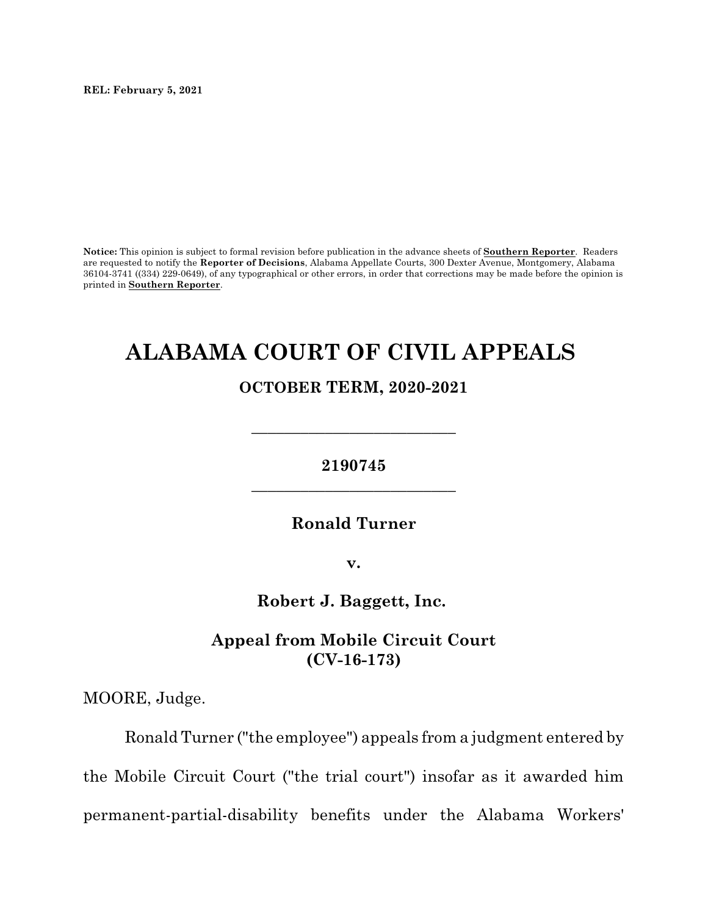**REL: February 5, 2021**

**Notice:** This opinion is subject to formal revision before publication in the advance sheets of **Southern Reporter**. Readers are requested to notify the **Reporter of Decisions**, Alabama Appellate Courts, 300 Dexter Avenue, Montgomery, Alabama 36104-3741 ((334) 229-0649), of any typographical or other errors, in order that corrections may be made before the opinion is printed in **Southern Reporter**.

# ALABAMA COURT OF CIVIL APPEALS

## OCTOBER TERM, 2020-2021

_________________________

**2190745**

_________________________

**Ronald Turner**

**v.**

**Robert J. Baggett, Inc.**

**Appeal from Mobile Circuit Court (CV-16-173)**

MOORE, Judge.

Ronald Turner ("the employee") appeals from a judgment entered by the Mobile Circuit Court ("the trial court") insofar as it awarded him permanent-partial-disability benefits under the Alabama Workers'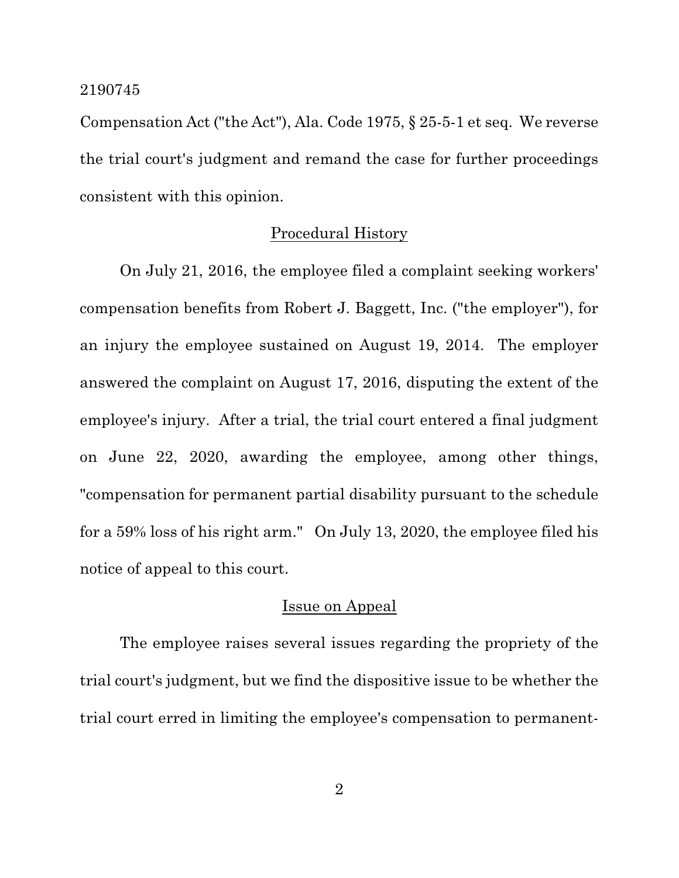Compensation Act ("the Act"), Ala. Code 1975, § 25-5-1 et seq. We reverse the trial court's judgment and remand the case for further proceedings consistent with this opinion.

## Procedural History

On July 21, 2016, the employee filed a complaint seeking workers' compensation benefits from Robert J. Baggett, Inc. ("the employer"), for an injury the employee sustained on August 19, 2014. The employer answered the complaint on August 17, 2016, disputing the extent of the employee's injury. After a trial, the trial court entered a final judgment on June 22, 2020, awarding the employee, among other things, "compensation for permanent partial disability pursuant to the schedule for a 59% loss of his right arm." On July 13, 2020, the employee filed his notice of appeal to this court.

## Issue on Appeal

The employee raises several issues regarding the propriety of the trial court's judgment, but we find the dispositive issue to be whether the trial court erred in limiting the employee's compensation to permanent-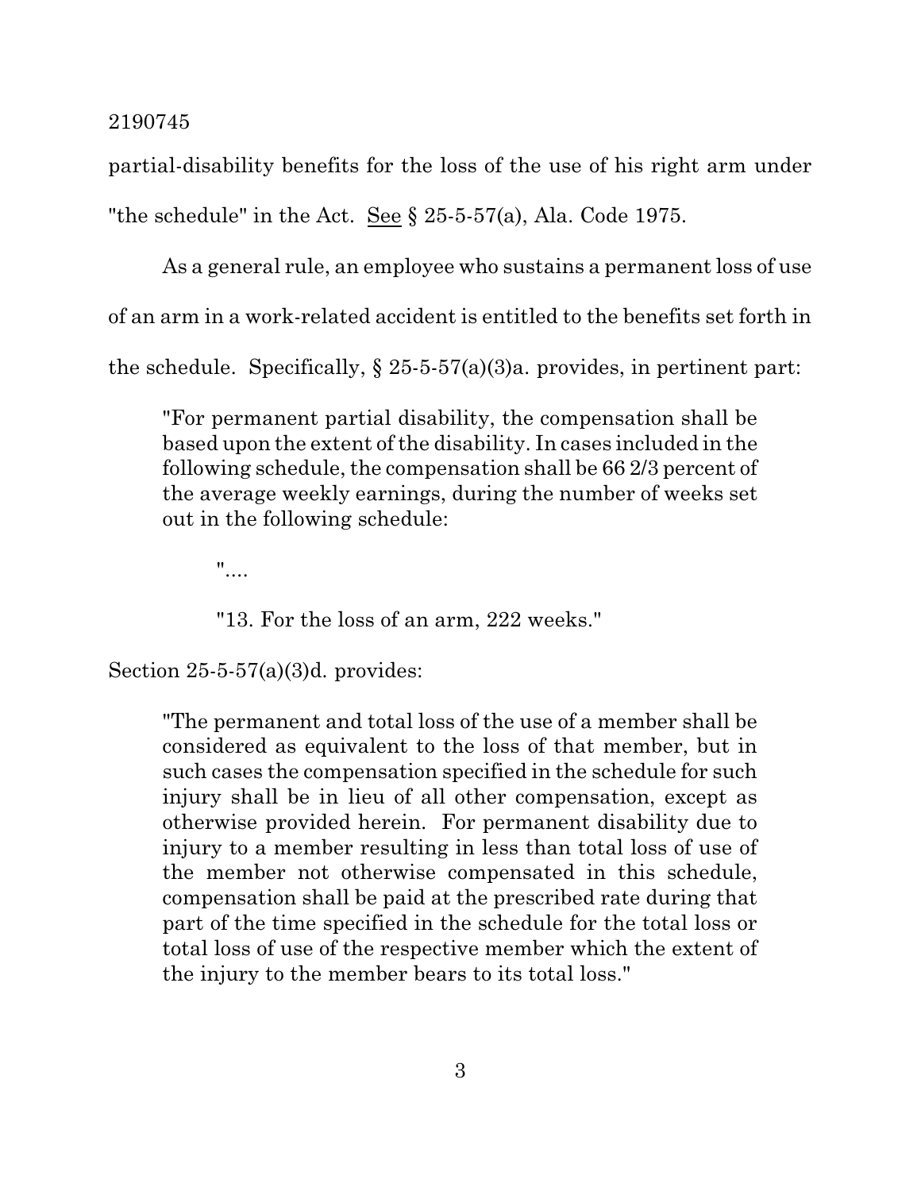partial-disability benefits for the loss of the use of his right arm under "the schedule" in the Act. See § 25-5-57(a), Ala. Code 1975.

As a general rule, an employee who sustains a permanent loss of use of an arm in a work-related accident is entitled to the benefits set forth in the schedule. Specifically, § 25-5-57(a)(3)a. provides, in pertinent part:

> "For permanent partial disability, the compensation shall be based upon the extent of the disability. In cases included in the following schedule, the compensation shall be 66 2/3 percent of the average weekly earnings, during the number of weeks set out in the following schedule:
>
> "....
>
> "13. For the loss of an arm, 222 weeks."

Section 25-5-57(a)(3)d. provides:

> "The permanent and total loss of the use of a member shall be considered as equivalent to the loss of that member, but in such cases the compensation specified in the schedule for such injury shall be in lieu of all other compensation, except as otherwise provided herein. For permanent disability due to injury to a member resulting in less than total loss of use of the member not otherwise compensated in this schedule, compensation shall be paid at the prescribed rate during that part of the time specified in the schedule for the total loss or total loss of use of the respective member which the extent of the injury to the member bears to its total loss."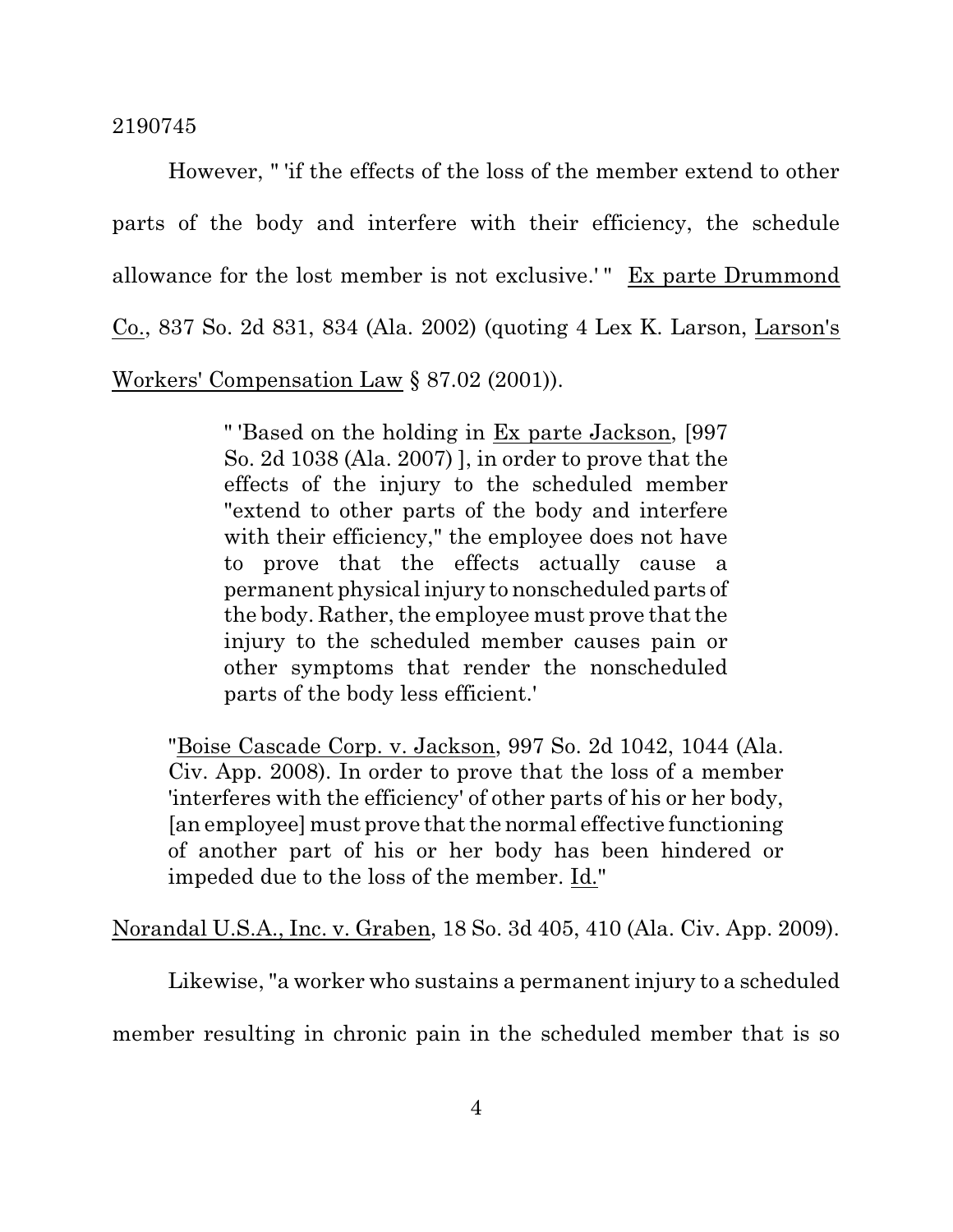However, " 'if the effects of the loss of the member extend to other parts of the body and interfere with their efficiency, the schedule allowance for the lost member is not exclusive.' " Ex parte Drummond Co., 837 So. 2d 831, 834 (Ala. 2002) (quoting 4 Lex K. Larson, Larson's Workers' Compensation Law § 87.02 (2001)).

> " 'Based on the holding in Ex parte Jackson, [997 So. 2d 1038 (Ala. 2007) ], in order to prove that the effects of the injury to the scheduled member "extend to other parts of the body and interfere with their efficiency," the employee does not have to prove that the effects actually cause a permanent physical injury to nonscheduled parts of the body. Rather, the employee must prove that the injury to the scheduled member causes pain or other symptoms that render the nonscheduled parts of the body less efficient.'
>
> "Boise Cascade Corp. v. Jackson, 997 So. 2d 1042, 1044 (Ala. Civ. App. 2008). In order to prove that the loss of a member 'interferes with the efficiency' of other parts of his or her body, [an employee] must prove that the normal effective functioning of another part of his or her body has been hindered or impeded due to the loss of the member. Id."

Norandal U.S.A., Inc. v. Graben, 18 So. 3d 405, 410 (Ala. Civ. App. 2009).

Likewise, "a worker who sustains a permanent injury to a scheduled member resulting in chronic pain in the scheduled member that is so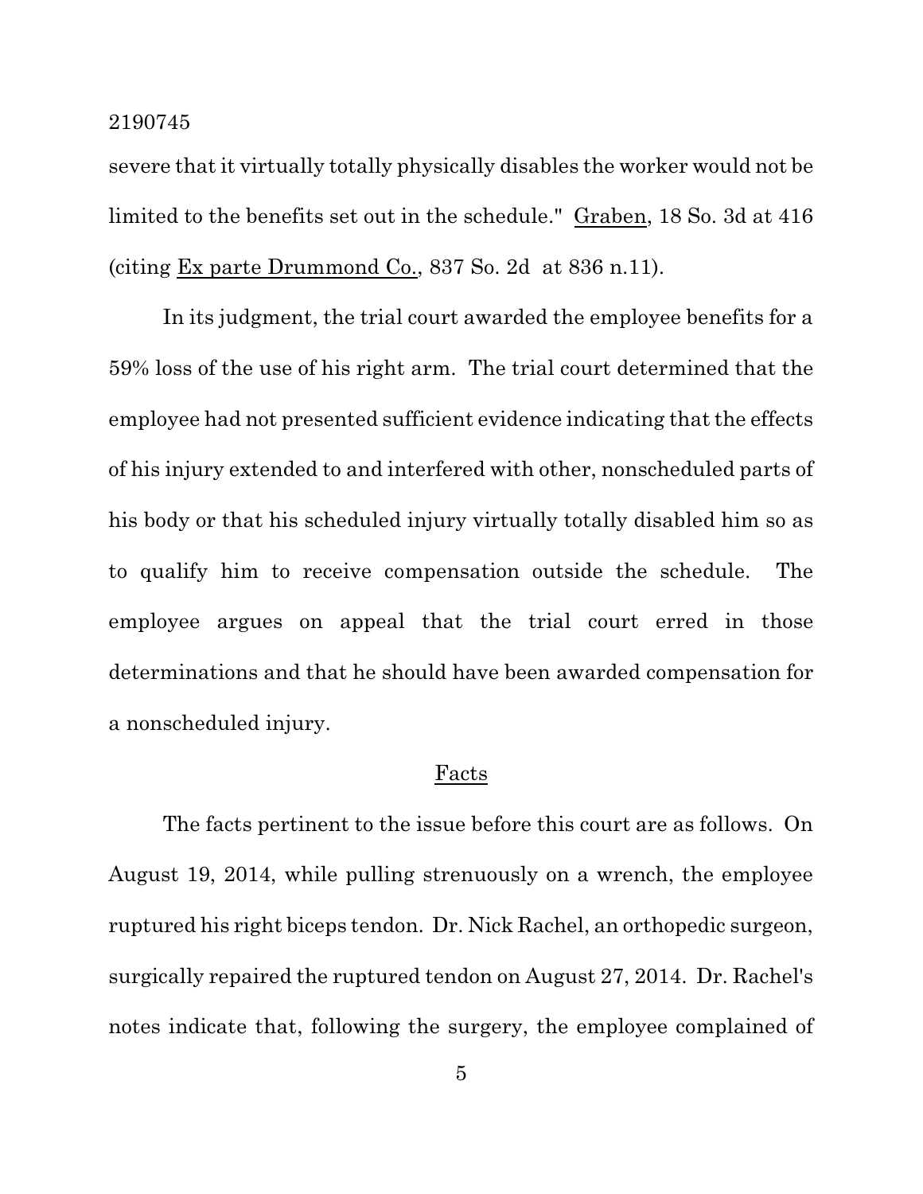severe that it virtually totally physically disables the worker would not be limited to the benefits set out in the schedule." Graben, 18 So. 3d at 416 (citing Ex parte Drummond Co., 837 So. 2d at 836 n.11).

In its judgment, the trial court awarded the employee benefits for a 59% loss of the use of his right arm. The trial court determined that the employee had not presented sufficient evidence indicating that the effects of his injury extended to and interfered with other, nonscheduled parts of his body or that his scheduled injury virtually totally disabled him so as to qualify him to receive compensation outside the schedule. The employee argues on appeal that the trial court erred in those determinations and that he should have been awarded compensation for a nonscheduled injury.

## Facts

The facts pertinent to the issue before this court are as follows. On August 19, 2014, while pulling strenuously on a wrench, the employee ruptured his right biceps tendon. Dr. Nick Rachel, an orthopedic surgeon, surgically repaired the ruptured tendon on August 27, 2014. Dr. Rachel's notes indicate that, following the surgery, the employee complained of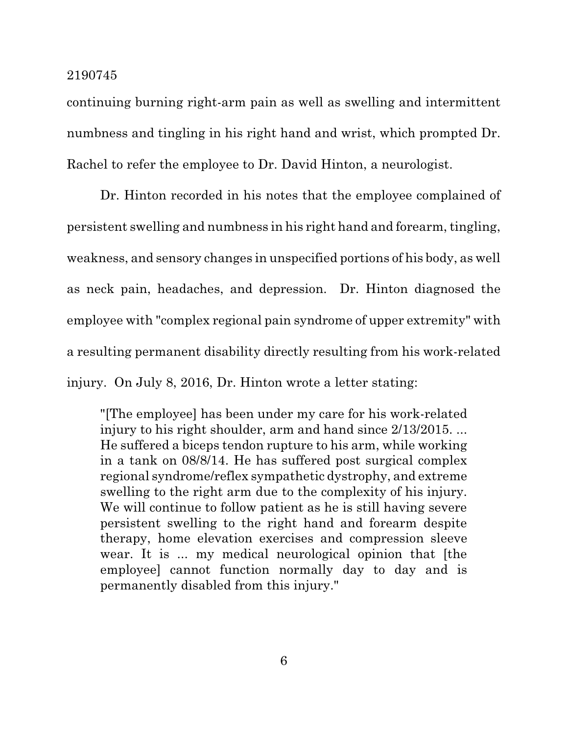continuing burning right-arm pain as well as swelling and intermittent numbness and tingling in his right hand and wrist, which prompted Dr. Rachel to refer the employee to Dr. David Hinton, a neurologist.

Dr. Hinton recorded in his notes that the employee complained of persistent swelling and numbness in his right hand and forearm, tingling, weakness, and sensory changes in unspecified portions of his body, as well as neck pain, headaches, and depression. Dr. Hinton diagnosed the employee with "complex regional pain syndrome of upper extremity" with a resulting permanent disability directly resulting from his work-related injury. On July 8, 2016, Dr. Hinton wrote a letter stating:

> "[The employee] has been under my care for his work-related injury to his right shoulder, arm and hand since 2/13/2015. ... He suffered a biceps tendon rupture to his arm, while working in a tank on 08/8/14. He has suffered post surgical complex regional syndrome/reflex sympathetic dystrophy, and extreme swelling to the right arm due to the complexity of his injury. We will continue to follow patient as he is still having severe persistent swelling to the right hand and forearm despite therapy, home elevation exercises and compression sleeve wear. It is ... my medical neurological opinion that [the employee] cannot function normally day to day and is permanently disabled from this injury."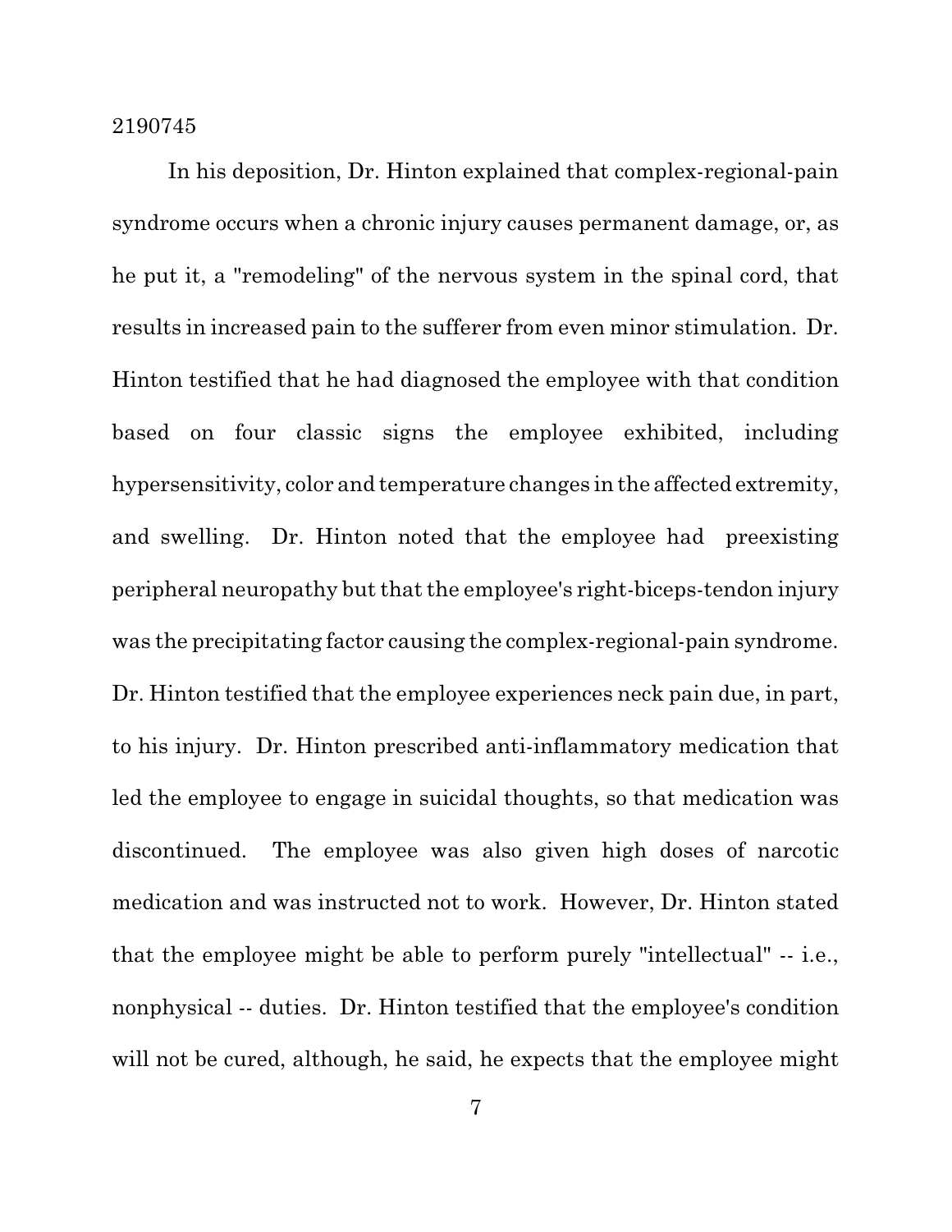In his deposition, Dr. Hinton explained that complex-regional-pain syndrome occurs when a chronic injury causes permanent damage, or, as he put it, a "remodeling" of the nervous system in the spinal cord, that results in increased pain to the sufferer from even minor stimulation. Dr. Hinton testified that he had diagnosed the employee with that condition based on four classic signs the employee exhibited, including hypersensitivity, color and temperature changes in the affected extremity, and swelling. Dr. Hinton noted that the employee had preexisting peripheral neuropathy but that the employee's right-biceps-tendon injury was the precipitating factor causing the complex-regional-pain syndrome. Dr. Hinton testified that the employee experiences neck pain due, in part, to his injury. Dr. Hinton prescribed anti-inflammatory medication that led the employee to engage in suicidal thoughts, so that medication was discontinued. The employee was also given high doses of narcotic medication and was instructed not to work. However, Dr. Hinton stated that the employee might be able to perform purely "intellectual" -- i.e., nonphysical -- duties. Dr. Hinton testified that the employee's condition will not be cured, although, he said, he expects that the employee might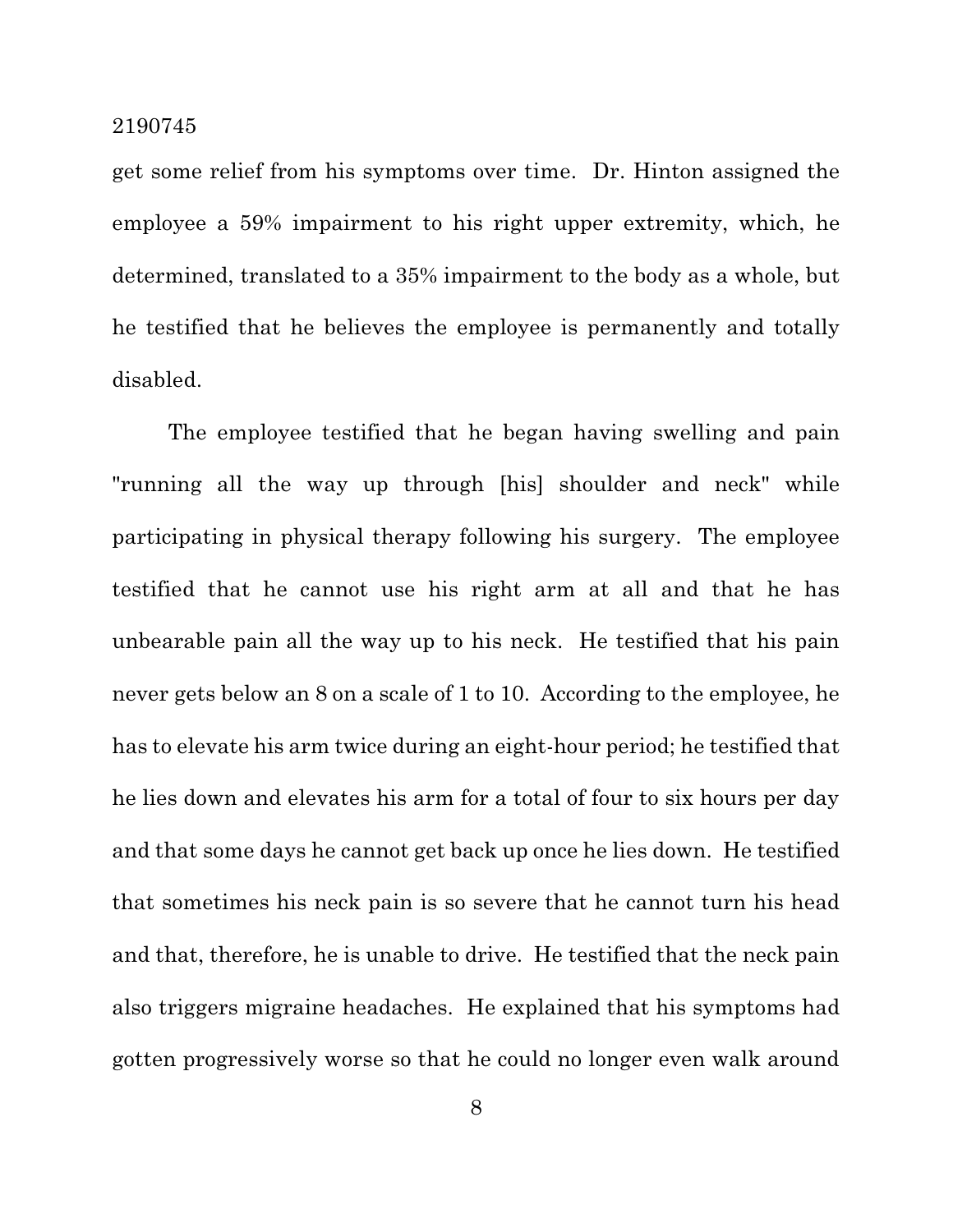get some relief from his symptoms over time. Dr. Hinton assigned the employee a 59% impairment to his right upper extremity, which, he determined, translated to a 35% impairment to the body as a whole, but he testified that he believes the employee is permanently and totally disabled.

The employee testified that he began having swelling and pain "running all the way up through [his] shoulder and neck" while participating in physical therapy following his surgery. The employee testified that he cannot use his right arm at all and that he has unbearable pain all the way up to his neck. He testified that his pain never gets below an 8 on a scale of 1 to 10. According to the employee, he has to elevate his arm twice during an eight-hour period; he testified that he lies down and elevates his arm for a total of four to six hours per day and that some days he cannot get back up once he lies down. He testified that sometimes his neck pain is so severe that he cannot turn his head and that, therefore, he is unable to drive. He testified that the neck pain also triggers migraine headaches. He explained that his symptoms had gotten progressively worse so that he could no longer even walk around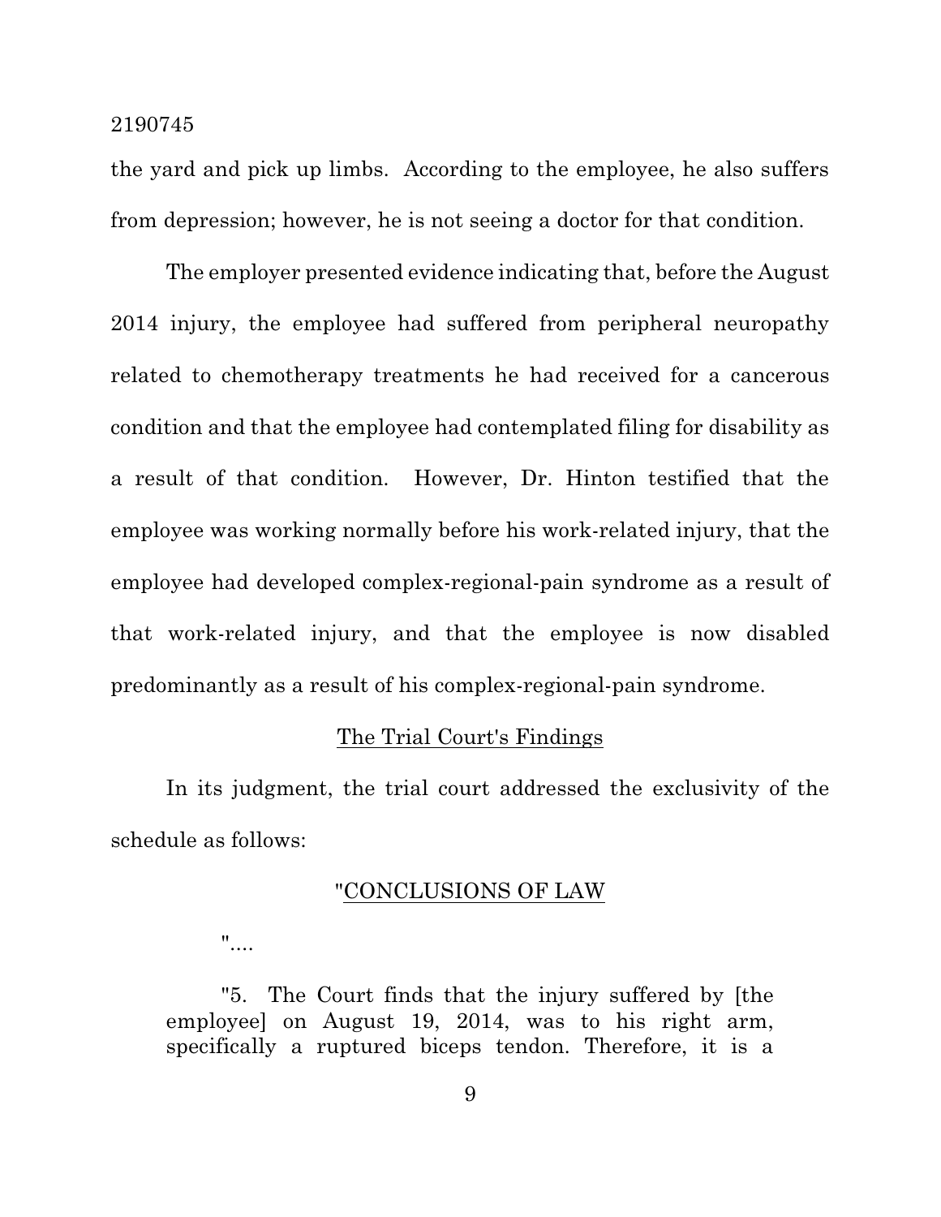the yard and pick up limbs. According to the employee, he also suffers from depression; however, he is not seeing a doctor for that condition.

The employer presented evidence indicating that, before the August 2014 injury, the employee had suffered from peripheral neuropathy related to chemotherapy treatments he had received for a cancerous condition and that the employee had contemplated filing for disability as a result of that condition. However, Dr. Hinton testified that the employee was working normally before his work-related injury, that the employee had developed complex-regional-pain syndrome as a result of that work-related injury, and that the employee is now disabled predominantly as a result of his complex-regional-pain syndrome.

## The Trial Court's Findings

In its judgment, the trial court addressed the exclusivity of the schedule as follows:

> "CONCLUSIONS OF LAW
>
> "....
>
> "5. The Court finds that the injury suffered by [the employee] on August 19, 2014, was to his right arm, specifically a ruptured biceps tendon. Therefore, it is a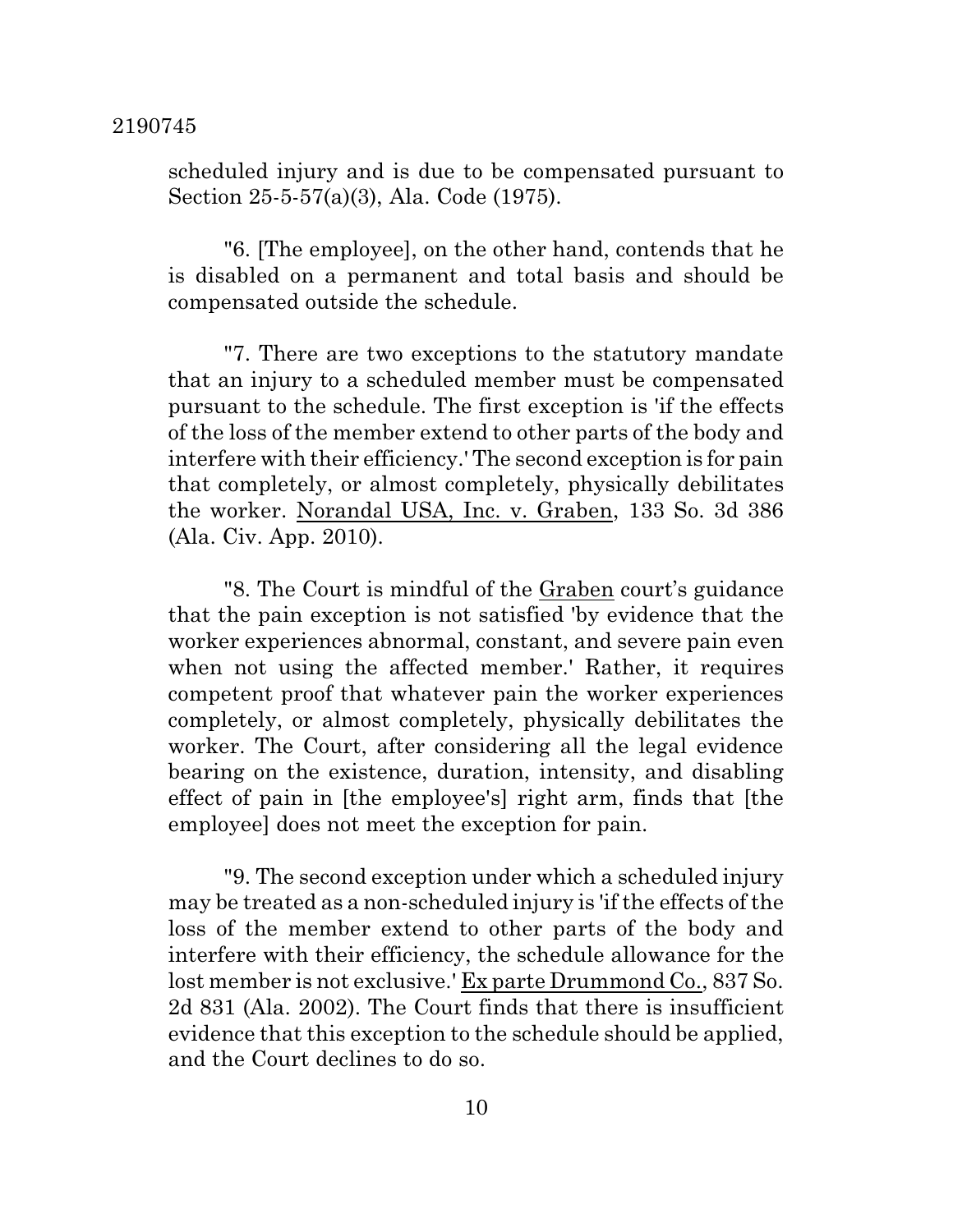scheduled injury and is due to be compensated pursuant to Section 25-5-57(a)(3), Ala. Code (1975).

"6. [The employee], on the other hand, contends that he is disabled on a permanent and total basis and should be compensated outside the schedule.

"7. There are two exceptions to the statutory mandate that an injury to a scheduled member must be compensated pursuant to the schedule. The first exception is 'if the effects of the loss of the member extend to other parts of the body and interfere with their efficiency.' The second exception is for pain that completely, or almost completely, physically debilitates the worker. Norandal USA, Inc. v. Graben, 133 So. 3d 386 (Ala. Civ. App. 2010).

"8. The Court is mindful of the Graben court's guidance that the pain exception is not satisfied 'by evidence that the worker experiences abnormal, constant, and severe pain even when not using the affected member.' Rather, it requires competent proof that whatever pain the worker experiences completely, or almost completely, physically debilitates the worker. The Court, after considering all the legal evidence bearing on the existence, duration, intensity, and disabling effect of pain in [the employee's] right arm, finds that [the employee] does not meet the exception for pain.

"9. The second exception under which a scheduled injury may be treated as a non-scheduled injury is 'if the effects of the loss of the member extend to other parts of the body and interfere with their efficiency, the schedule allowance for the lost member is not exclusive.' Ex parte Drummond Co., 837 So. 2d 831 (Ala. 2002). The Court finds that there is insufficient evidence that this exception to the schedule should be applied, and the Court declines to do so.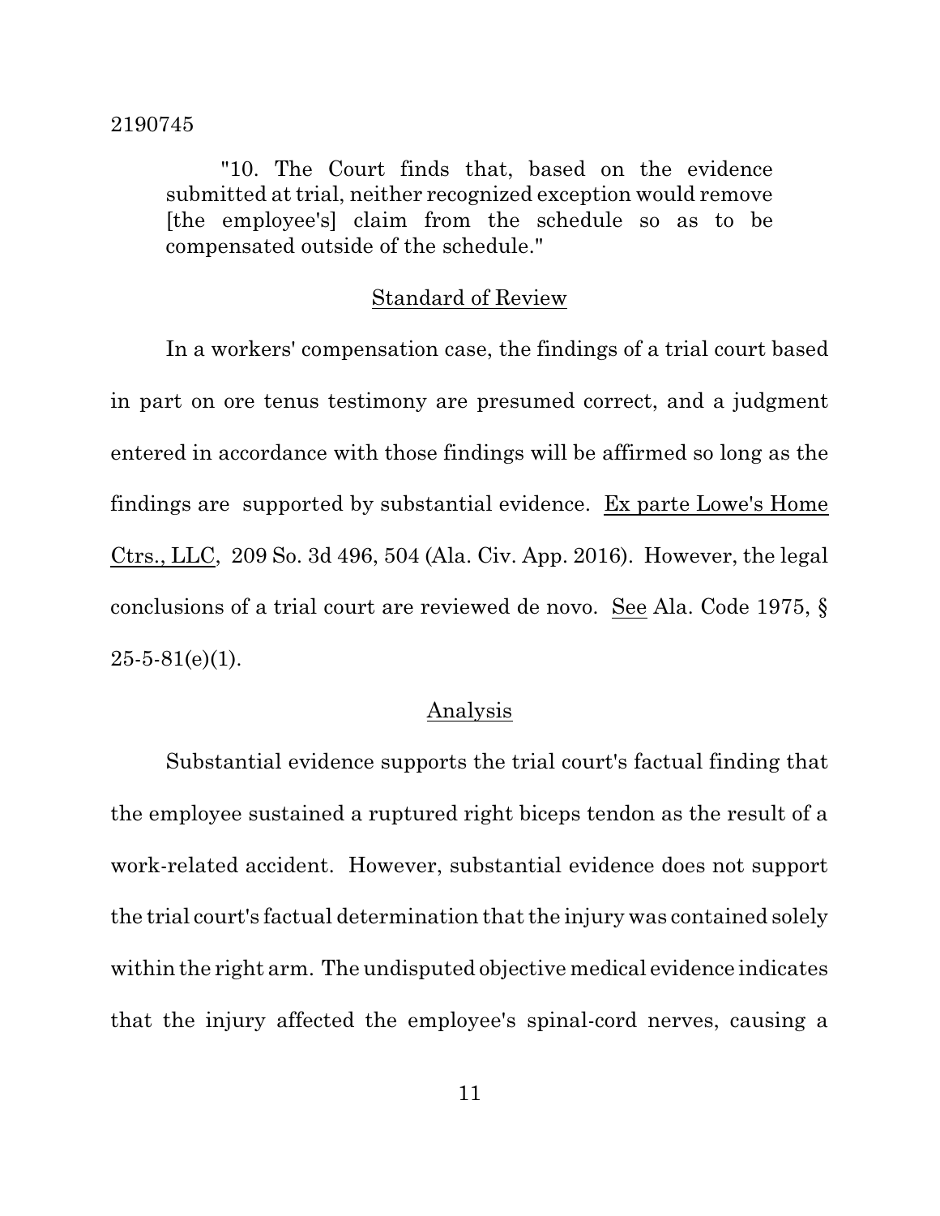> "10. The Court finds that, based on the evidence submitted at trial, neither recognized exception would remove [the employee's] claim from the schedule so as to be compensated outside of the schedule."

## Standard of Review

In a workers' compensation case, the findings of a trial court based in part on ore tenus testimony are presumed correct, and a judgment entered in accordance with those findings will be affirmed so long as the findings are supported by substantial evidence. Ex parte Lowe's Home Ctrs., LLC, 209 So. 3d 496, 504 (Ala. Civ. App. 2016). However, the legal conclusions of a trial court are reviewed de novo. See Ala. Code 1975, § 25-5-81(e)(1).

## Analysis

Substantial evidence supports the trial court's factual finding that the employee sustained a ruptured right biceps tendon as the result of a work-related accident. However, substantial evidence does not support the trial court's factual determination that the injury was contained solely within the right arm. The undisputed objective medical evidence indicates that the injury affected the employee's spinal-cord nerves, causing a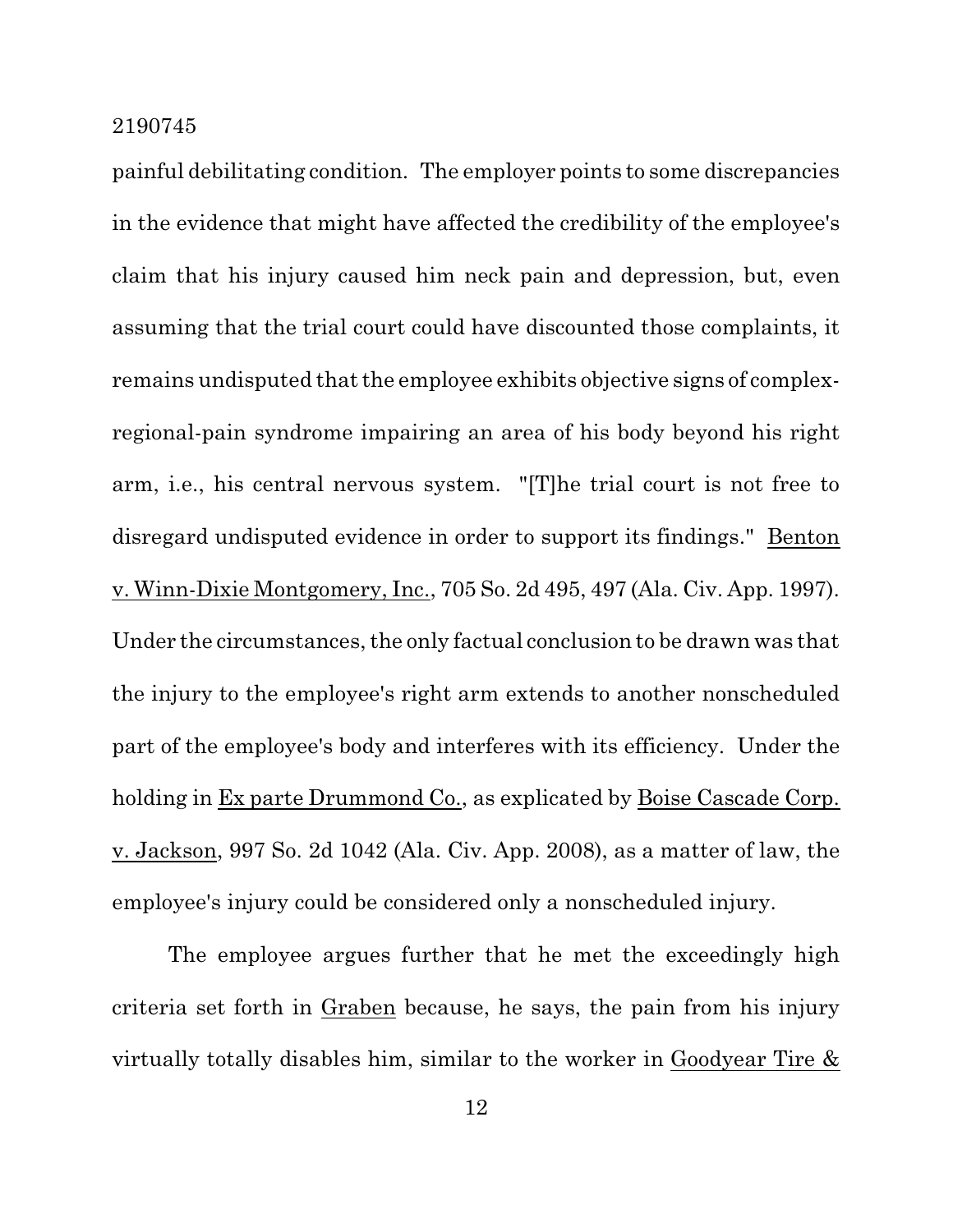painful debilitating condition. The employer points to some discrepancies in the evidence that might have affected the credibility of the employee's claim that his injury caused him neck pain and depression, but, even assuming that the trial court could have discounted those complaints, it remains undisputed that the employee exhibits objective signs of complex-regional-pain syndrome impairing an area of his body beyond his right arm, i.e., his central nervous system. "[T]he trial court is not free to disregard undisputed evidence in order to support its findings." Benton v. Winn-Dixie Montgomery, Inc., 705 So. 2d 495, 497 (Ala. Civ. App. 1997). Under the circumstances, the only factual conclusion to be drawn was that the injury to the employee's right arm extends to another nonscheduled part of the employee's body and interferes with its efficiency. Under the holding in Ex parte Drummond Co., as explicated by Boise Cascade Corp. v. Jackson, 997 So. 2d 1042 (Ala. Civ. App. 2008), as a matter of law, the employee's injury could be considered only a nonscheduled injury.

The employee argues further that he met the exceedingly high criteria set forth in Graben because, he says, the pain from his injury virtually totally disables him, similar to the worker in Goodyear Tire &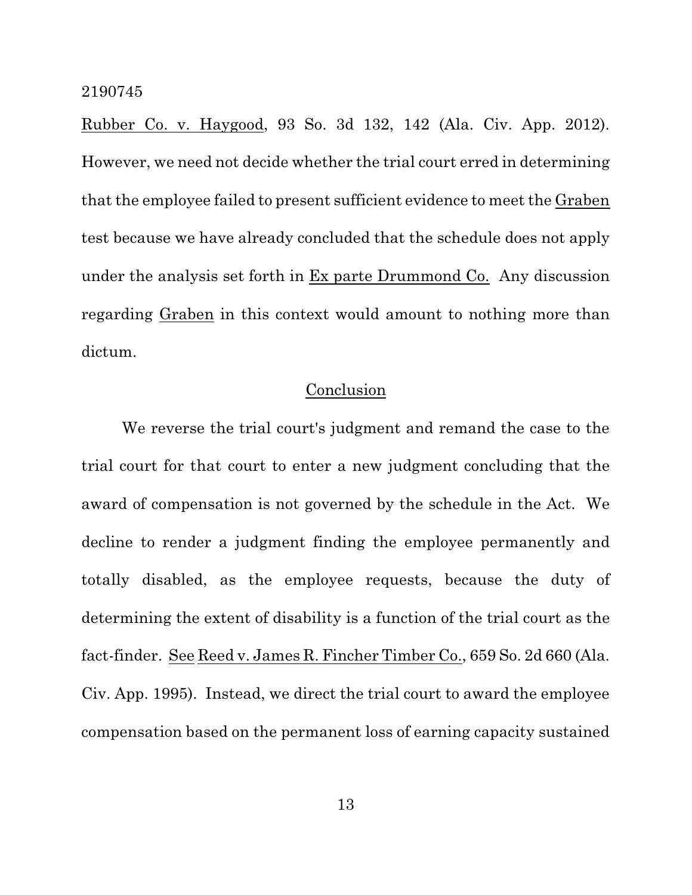Rubber Co. v. Haygood, 93 So. 3d 132, 142 (Ala. Civ. App. 2012). However, we need not decide whether the trial court erred in determining that the employee failed to present sufficient evidence to meet the Graben test because we have already concluded that the schedule does not apply under the analysis set forth in Ex parte Drummond Co. Any discussion regarding Graben in this context would amount to nothing more than dictum.

## Conclusion

We reverse the trial court's judgment and remand the case to the trial court for that court to enter a new judgment concluding that the award of compensation is not governed by the schedule in the Act. We decline to render a judgment finding the employee permanently and totally disabled, as the employee requests, because the duty of determining the extent of disability is a function of the trial court as the fact-finder. See Reed v. James R. Fincher Timber Co., 659 So. 2d 660 (Ala. Civ. App. 1995). Instead, we direct the trial court to award the employee compensation based on the permanent loss of earning capacity sustained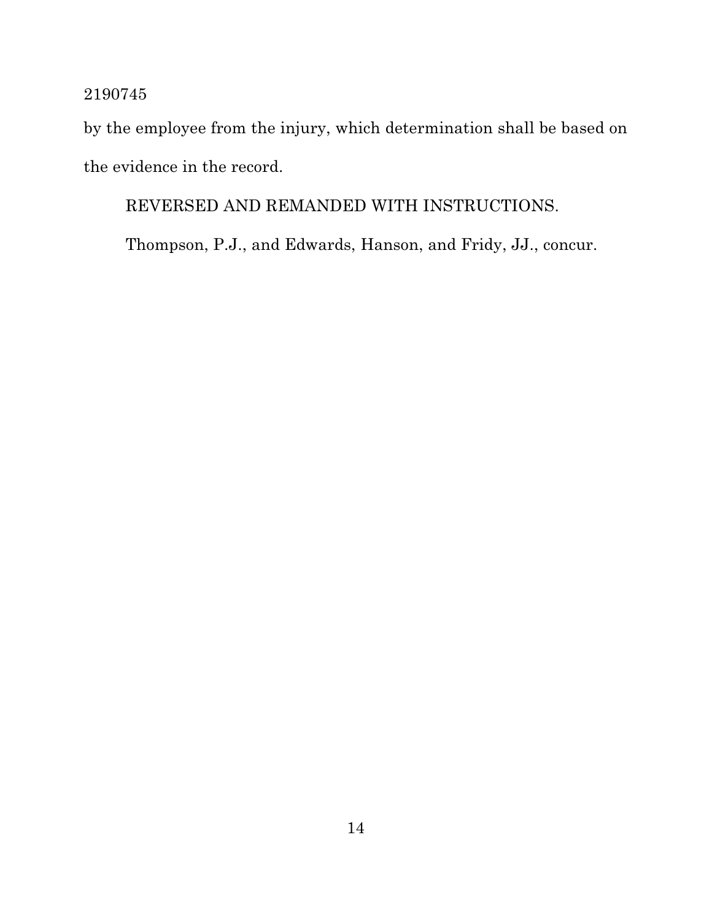by the employee from the injury, which determination shall be based on the evidence in the record.

REVERSED AND REMANDED WITH INSTRUCTIONS.

Thompson, P.J., and Edwards, Hanson, and Fridy, JJ., concur.